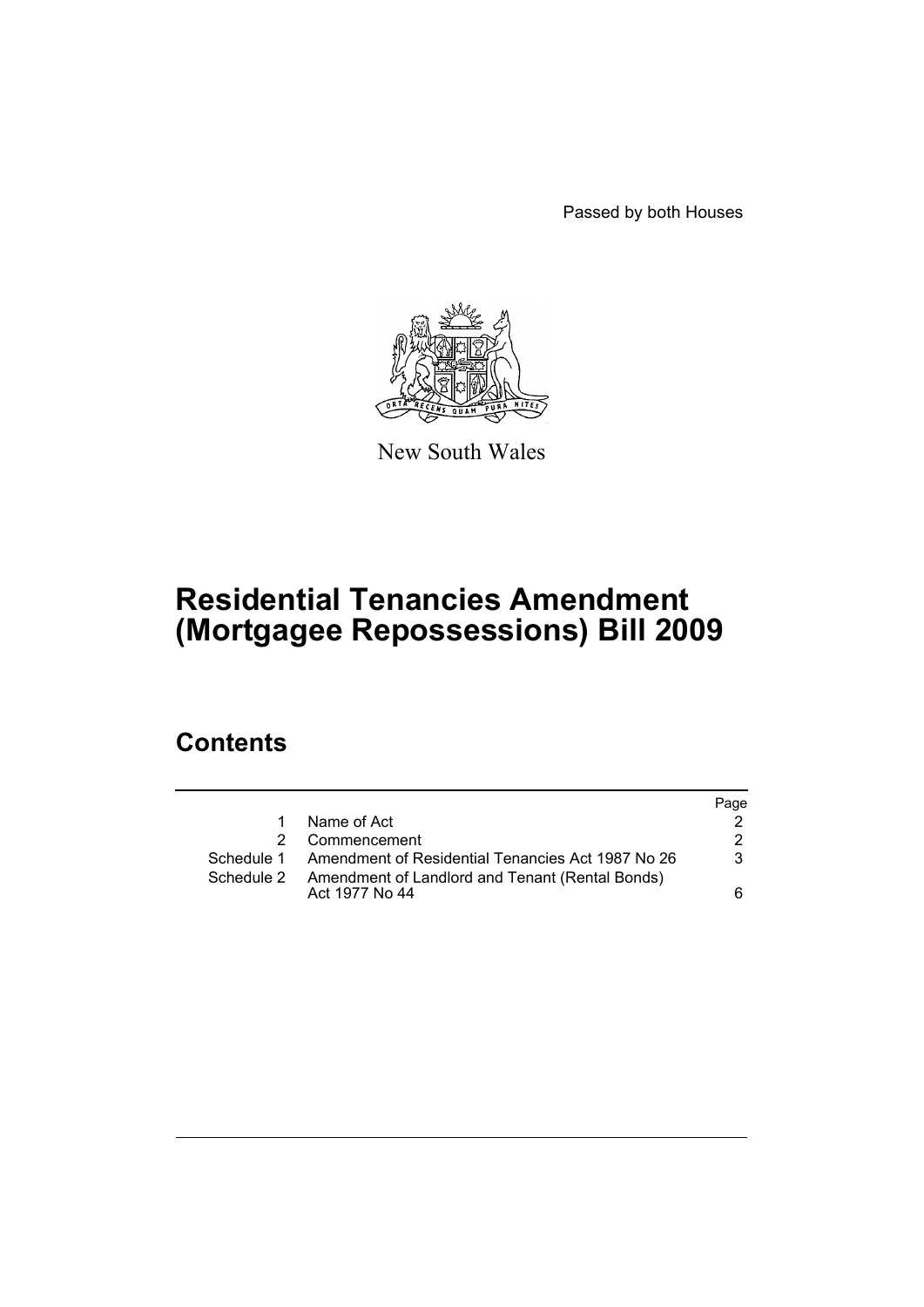Passed by both Houses

New South Wales

# Residential Tenancies Amendment (Mortgagee Repossessions) Bill 2009

## Contents

| | | Page |
|---|---|---|
| 1 | Name of Act | 2 |
| 2 | Commencement | 2 |
| Schedule 1 | Amendment of Residential Tenancies Act 1987 No 26 | 3 |
| Schedule 2 | Amendment of Landlord and Tenant (Rental Bonds) Act 1977 No 44 | 6 |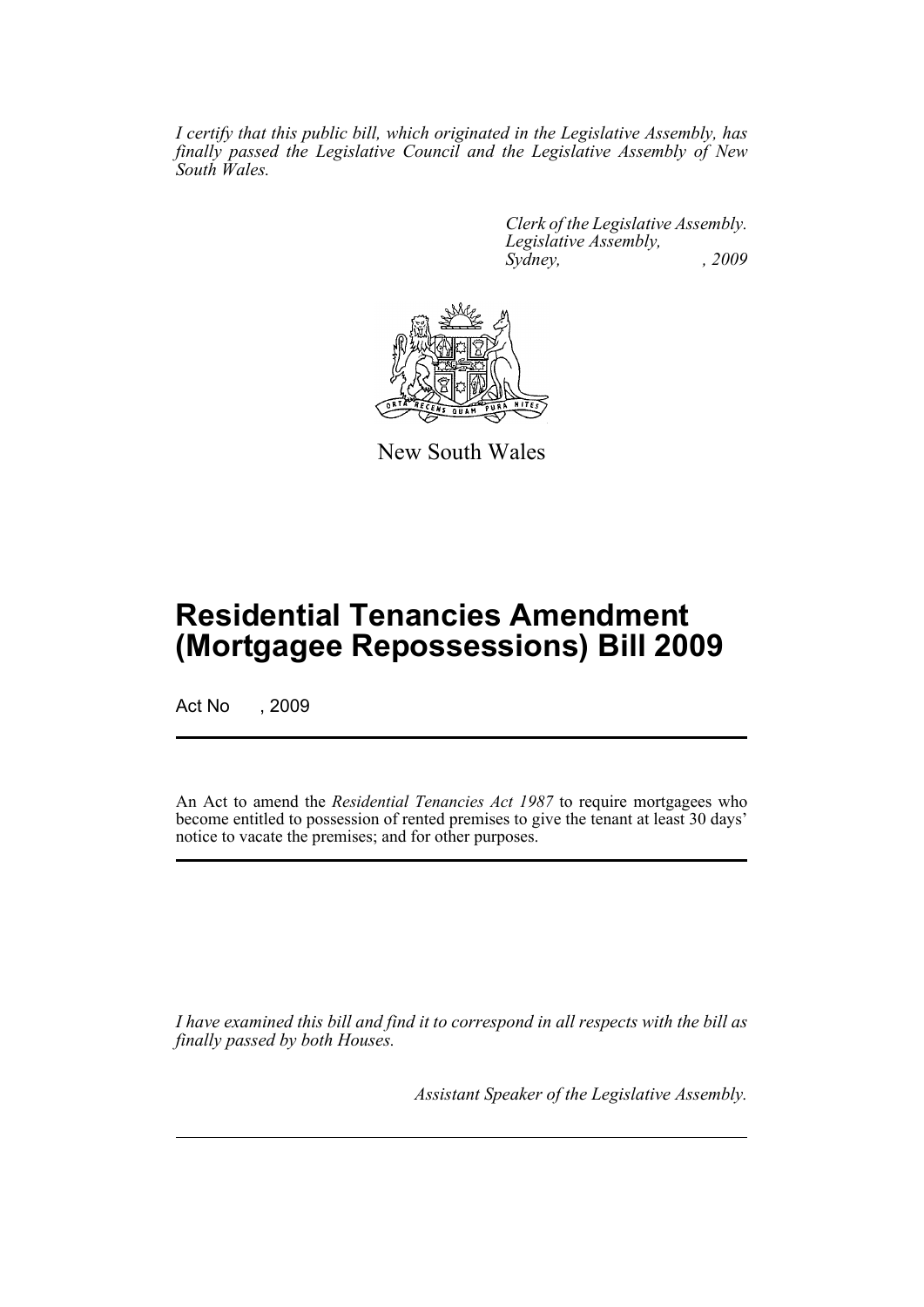*I certify that this public bill, which originated in the Legislative Assembly, has finally passed the Legislative Council and the Legislative Assembly of New South Wales.*

*Clerk of the Legislative Assembly.*
*Legislative Assembly,*
*Sydney, , 2009*

New South Wales

# Residential Tenancies Amendment (Mortgagee Repossessions) Bill 2009

Act No , 2009

An Act to amend the *Residential Tenancies Act 1987* to require mortgagees who become entitled to possession of rented premises to give the tenant at least 30 days' notice to vacate the premises; and for other purposes.

*I have examined this bill and find it to correspond in all respects with the bill as finally passed by both Houses.*

*Assistant Speaker of the Legislative Assembly.*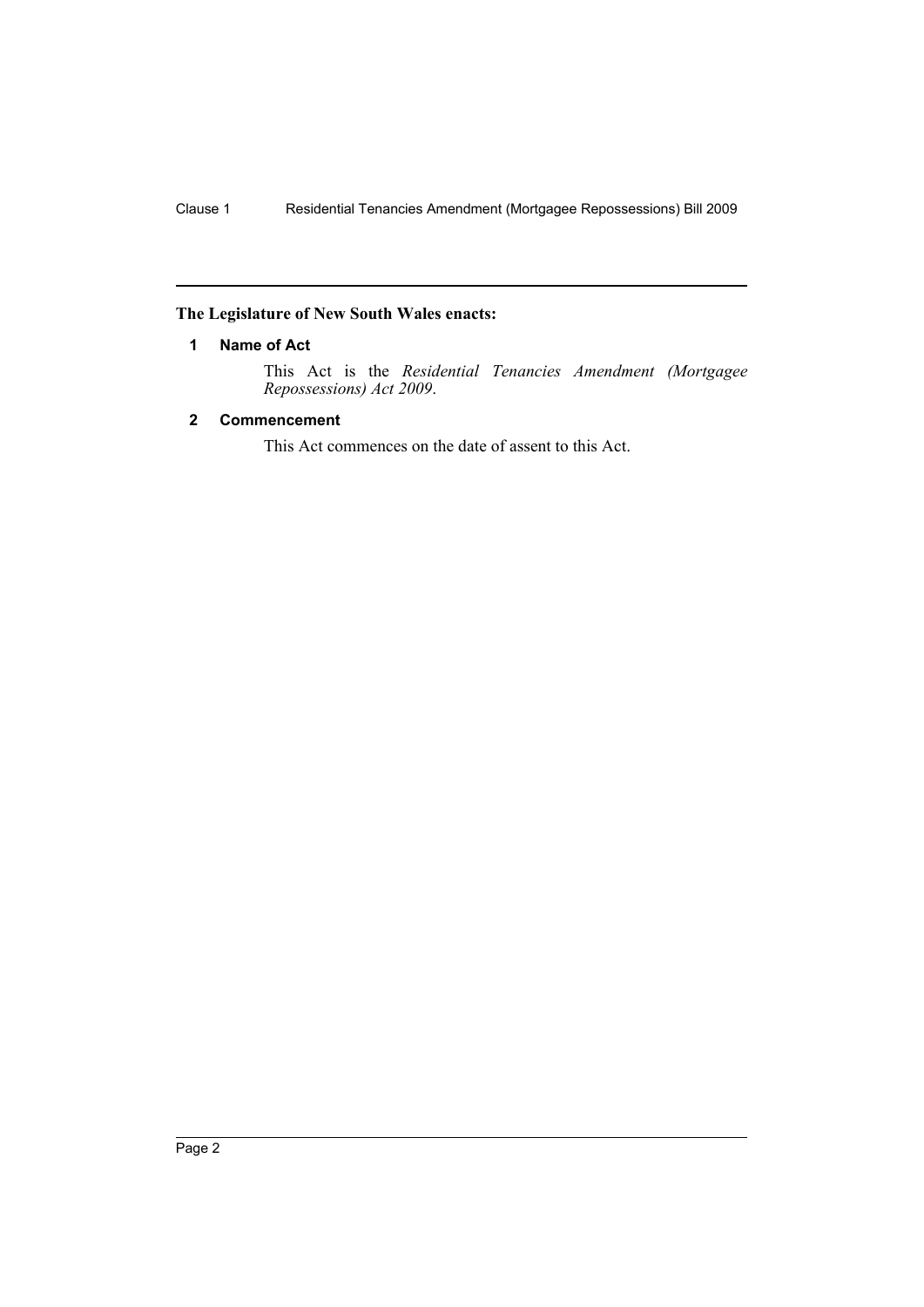**The Legislature of New South Wales enacts:**

## 1 Name of Act

This Act is the *Residential Tenancies Amendment (Mortgagee Repossessions) Act 2009*.

## 2 Commencement

This Act commences on the date of assent to this Act.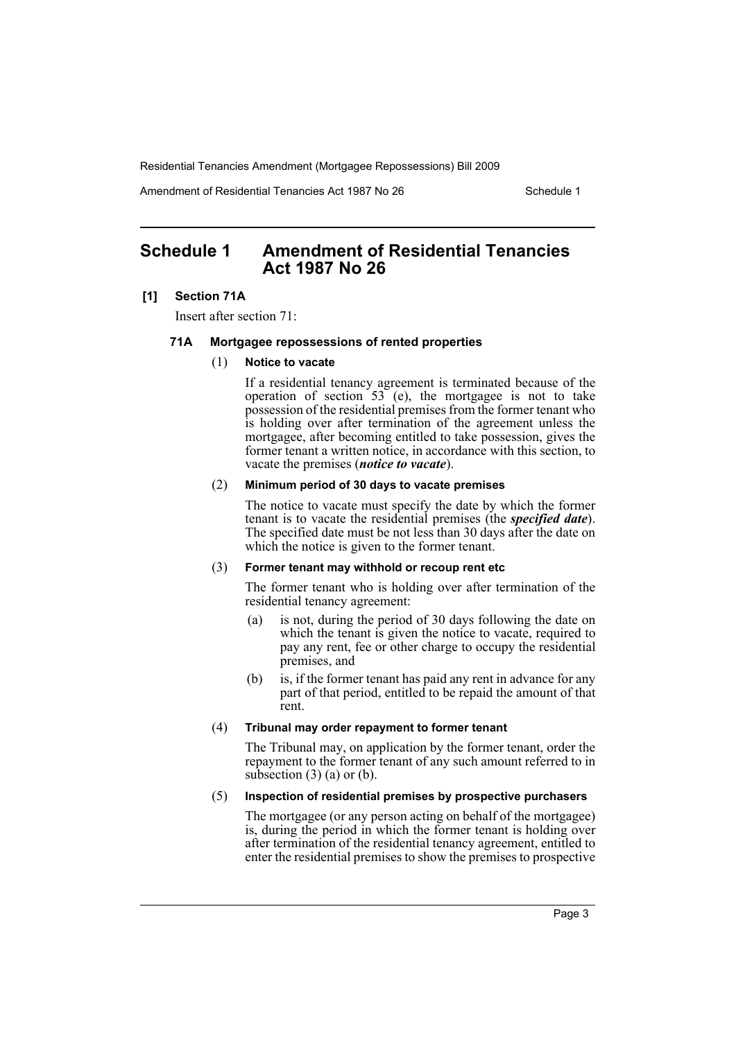# Schedule 1 Amendment of Residential Tenancies Act 1987 No 26

**[1] Section 71A**

Insert after section 71:

**71A Mortgagee repossessions of rented properties**

(1) **Notice to vacate**

If a residential tenancy agreement is terminated because of the operation of section 53 (e), the mortgagee is not to take possession of the residential premises from the former tenant who is holding over after termination of the agreement unless the mortgagee, after becoming entitled to take possession, gives the former tenant a written notice, in accordance with this section, to vacate the premises (***notice to vacate***).

(2) **Minimum period of 30 days to vacate premises**

The notice to vacate must specify the date by which the former tenant is to vacate the residential premises (the ***specified date***). The specified date must be not less than 30 days after the date on which the notice is given to the former tenant.

(3) **Former tenant may withhold or recoup rent etc**

The former tenant who is holding over after termination of the residential tenancy agreement:

(a) is not, during the period of 30 days following the date on which the tenant is given the notice to vacate, required to pay any rent, fee or other charge to occupy the residential premises, and

(b) is, if the former tenant has paid any rent in advance for any part of that period, entitled to be repaid the amount of that rent.

(4) **Tribunal may order repayment to former tenant**

The Tribunal may, on application by the former tenant, order the repayment to the former tenant of any such amount referred to in subsection (3) (a) or (b).

(5) **Inspection of residential premises by prospective purchasers**

The mortgagee (or any person acting on behalf of the mortgagee) is, during the period in which the former tenant is holding over after termination of the residential tenancy agreement, entitled to enter the residential premises to show the premises to prospective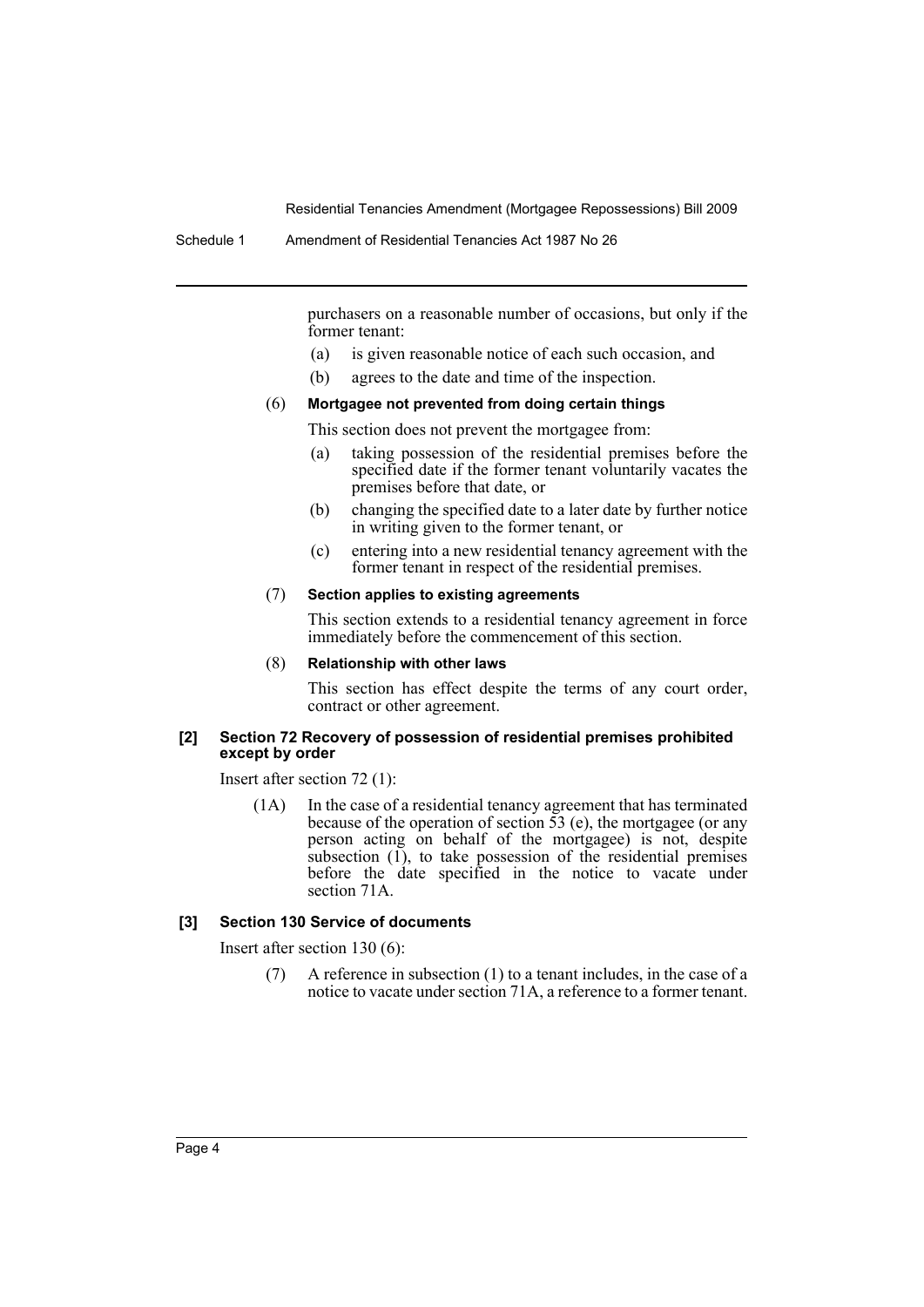purchasers on a reasonable number of occasions, but only if the former tenant:

- (a) is given reasonable notice of each such occasion, and
- (b) agrees to the date and time of the inspection.

(6) **Mortgagee not prevented from doing certain things**

This section does not prevent the mortgagee from:

- (a) taking possession of the residential premises before the specified date if the former tenant voluntarily vacates the premises before that date, or
- (b) changing the specified date to a later date by further notice in writing given to the former tenant, or
- (c) entering into a new residential tenancy agreement with the former tenant in respect of the residential premises.

(7) **Section applies to existing agreements**

This section extends to a residential tenancy agreement in force immediately before the commencement of this section.

(8) **Relationship with other laws**

This section has effect despite the terms of any court order, contract or other agreement.

#### [2] Section 72 Recovery of possession of residential premises prohibited except by order

Insert after section 72 (1):

(1A) In the case of a residential tenancy agreement that has terminated because of the operation of section 53 (e), the mortgagee (or any person acting on behalf of the mortgagee) is not, despite subsection (1), to take possession of the residential premises before the date specified in the notice to vacate under section 71A.

#### [3] Section 130 Service of documents

Insert after section 130 (6):

(7) A reference in subsection (1) to a tenant includes, in the case of a notice to vacate under section 71A, a reference to a former tenant.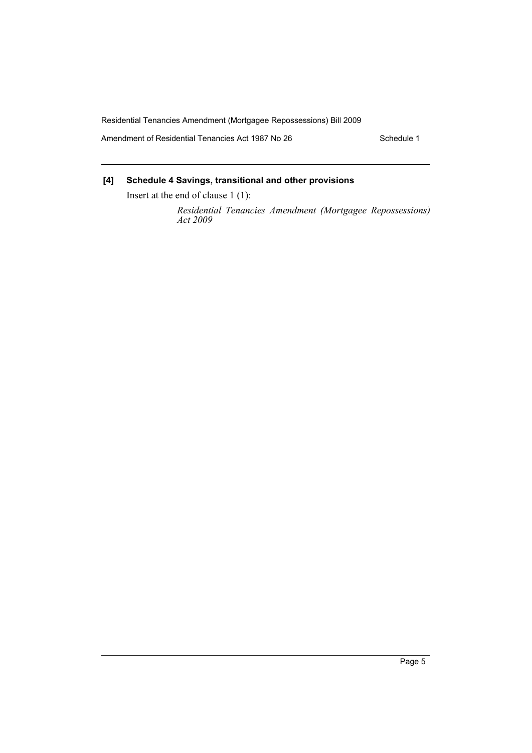**[4] Schedule 4 Savings, transitional and other provisions**

Insert at the end of clause 1 (1):

*Residential Tenancies Amendment (Mortgagee Repossessions) Act 2009*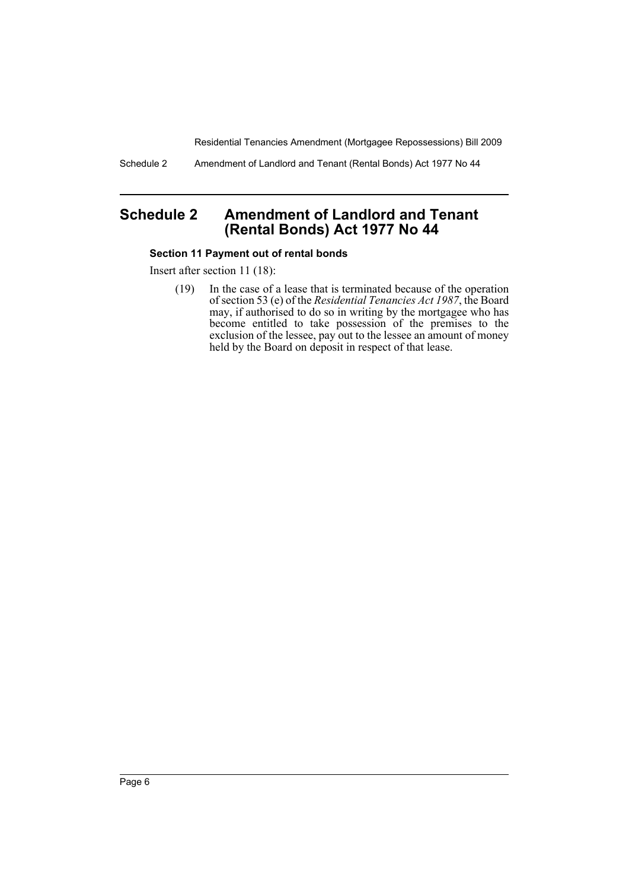# Schedule 2 Amendment of Landlord and Tenant (Rental Bonds) Act 1977 No 44

**Section 11 Payment out of rental bonds**

Insert after section 11 (18):

(19) In the case of a lease that is terminated because of the operation of section 53 (e) of the *Residential Tenancies Act 1987*, the Board may, if authorised to do so in writing by the mortgagee who has become entitled to take possession of the premises to the exclusion of the lessee, pay out to the lessee an amount of money held by the Board on deposit in respect of that lease.